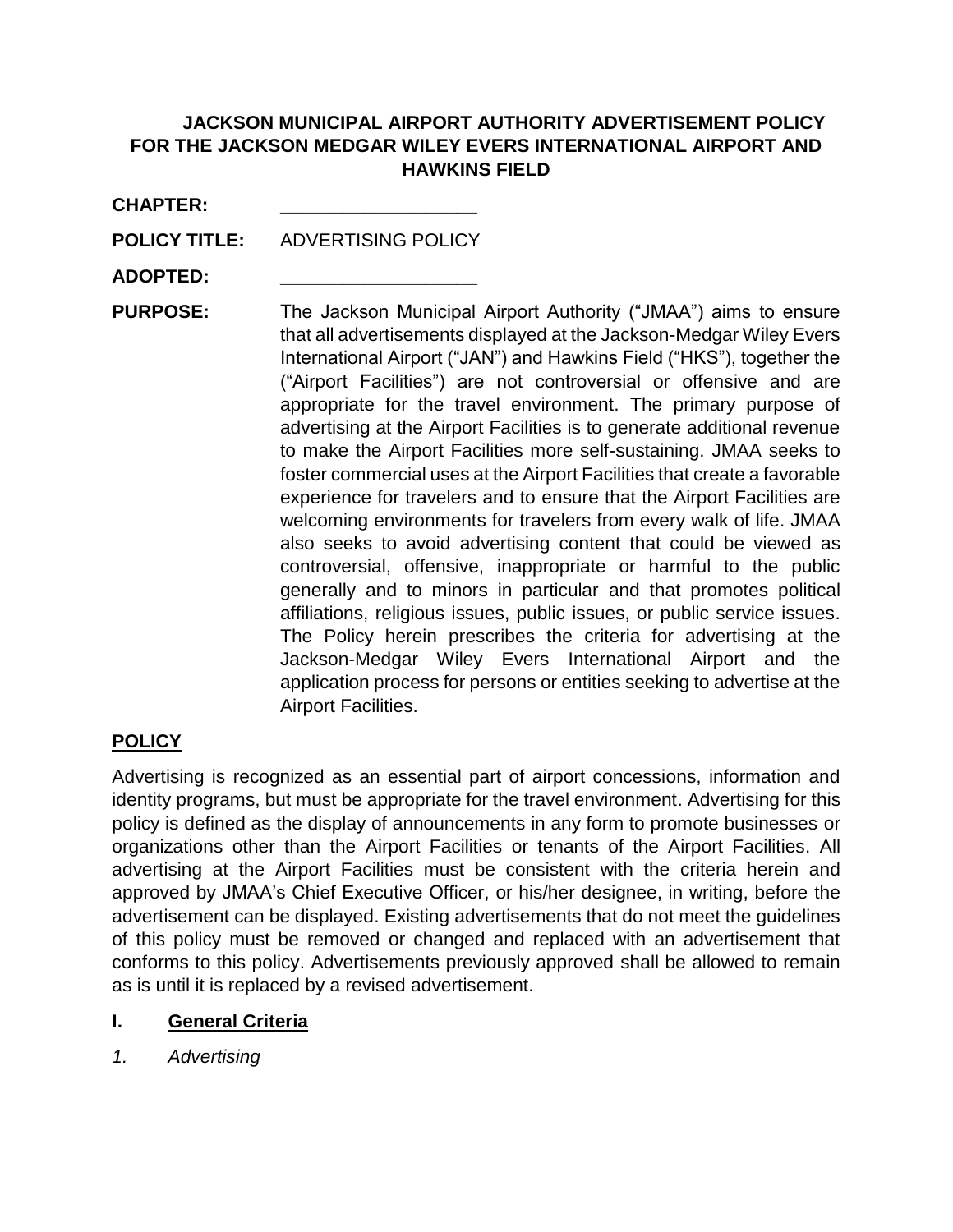# JACKSON MUNICIPAL AIRPORT AUTHORITY ADVERTISEMENT POLICY FOR THE JACKSON MEDGAR WILEY EVERS INTERNATIONAL AIRPORT AND HAWKINS FIELD

**CHAPTER:** \_\_\_\_\_\_\_\_\_\_\_\_\_\_\_\_\_\_

**POLICY TITLE:** ADVERTISING POLICY

**ADOPTED:** \_\_\_\_\_\_\_\_\_\_\_\_\_\_\_\_\_\_

**PURPOSE:** The Jackson Municipal Airport Authority ("JMAA") aims to ensure that all advertisements displayed at the Jackson-Medgar Wiley Evers International Airport ("JAN") and Hawkins Field ("HKS"), together the ("Airport Facilities") are not controversial or offensive and are appropriate for the travel environment. The primary purpose of advertising at the Airport Facilities is to generate additional revenue to make the Airport Facilities more self-sustaining. JMAA seeks to foster commercial uses at the Airport Facilities that create a favorable experience for travelers and to ensure that the Airport Facilities are welcoming environments for travelers from every walk of life. JMAA also seeks to avoid advertising content that could be viewed as controversial, offensive, inappropriate or harmful to the public generally and to minors in particular and that promotes political affiliations, religious issues, public issues, or public service issues. The Policy herein prescribes the criteria for advertising at the Jackson-Medgar Wiley Evers International Airport and the application process for persons or entities seeking to advertise at the Airport Facilities.

## POLICY

Advertising is recognized as an essential part of airport concessions, information and identity programs, but must be appropriate for the travel environment. Advertising for this policy is defined as the display of announcements in any form to promote businesses or organizations other than the Airport Facilities or tenants of the Airport Facilities. All advertising at the Airport Facilities must be consistent with the criteria herein and approved by JMAA's Chief Executive Officer, or his/her designee, in writing, before the advertisement can be displayed. Existing advertisements that do not meet the guidelines of this policy must be removed or changed and replaced with an advertisement that conforms to this policy. Advertisements previously approved shall be allowed to remain as is until it is replaced by a revised advertisement.

### I. General Criteria

*1. Advertising*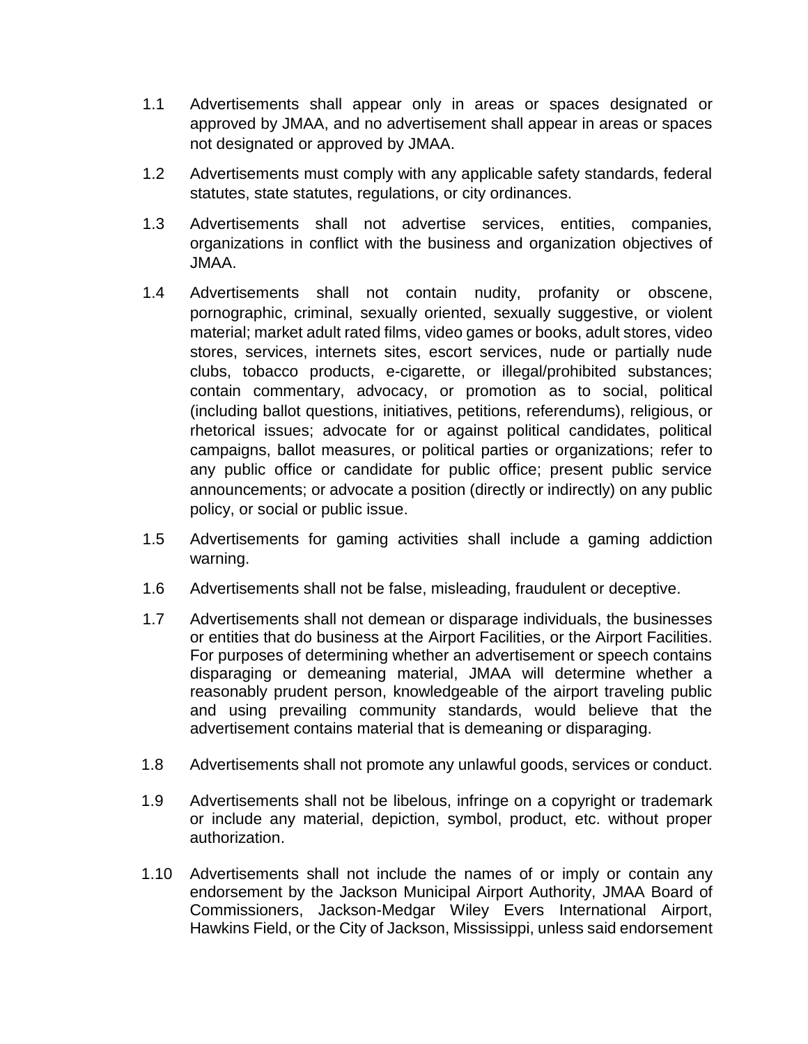1.1 Advertisements shall appear only in areas or spaces designated or approved by JMAA, and no advertisement shall appear in areas or spaces not designated or approved by JMAA.

1.2 Advertisements must comply with any applicable safety standards, federal statutes, state statutes, regulations, or city ordinances.

1.3 Advertisements shall not advertise services, entities, companies, organizations in conflict with the business and organization objectives of JMAA.

1.4 Advertisements shall not contain nudity, profanity or obscene, pornographic, criminal, sexually oriented, sexually suggestive, or violent material; market adult rated films, video games or books, adult stores, video stores, services, internets sites, escort services, nude or partially nude clubs, tobacco products, e-cigarette, or illegal/prohibited substances; contain commentary, advocacy, or promotion as to social, political (including ballot questions, initiatives, petitions, referendums), religious, or rhetorical issues; advocate for or against political candidates, political campaigns, ballot measures, or political parties or organizations; refer to any public office or candidate for public office; present public service announcements; or advocate a position (directly or indirectly) on any public policy, or social or public issue.

1.5 Advertisements for gaming activities shall include a gaming addiction warning.

1.6 Advertisements shall not be false, misleading, fraudulent or deceptive.

1.7 Advertisements shall not demean or disparage individuals, the businesses or entities that do business at the Airport Facilities, or the Airport Facilities. For purposes of determining whether an advertisement or speech contains disparaging or demeaning material, JMAA will determine whether a reasonably prudent person, knowledgeable of the airport traveling public and using prevailing community standards, would believe that the advertisement contains material that is demeaning or disparaging.

1.8 Advertisements shall not promote any unlawful goods, services or conduct.

1.9 Advertisements shall not be libelous, infringe on a copyright or trademark or include any material, depiction, symbol, product, etc. without proper authorization.

1.10 Advertisements shall not include the names of or imply or contain any endorsement by the Jackson Municipal Airport Authority, JMAA Board of Commissioners, Jackson-Medgar Wiley Evers International Airport, Hawkins Field, or the City of Jackson, Mississippi, unless said endorsement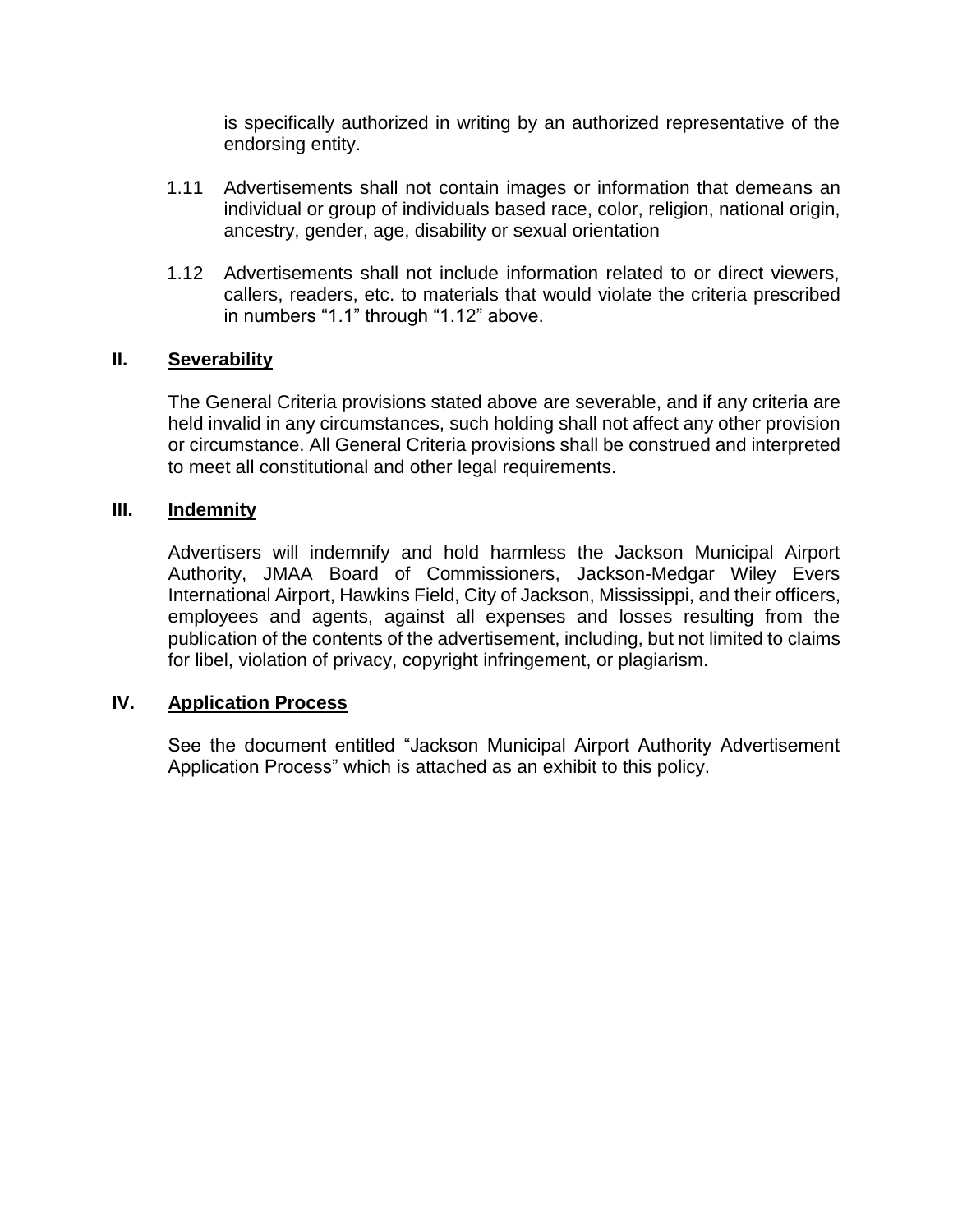is specifically authorized in writing by an authorized representative of the endorsing entity.

1.11 Advertisements shall not contain images or information that demeans an individual or group of individuals based race, color, religion, national origin, ancestry, gender, age, disability or sexual orientation

1.12 Advertisements shall not include information related to or direct viewers, callers, readers, etc. to materials that would violate the criteria prescribed in numbers "1.1" through "1.12" above.

## II. Severability

The General Criteria provisions stated above are severable, and if any criteria are held invalid in any circumstances, such holding shall not affect any other provision or circumstance. All General Criteria provisions shall be construed and interpreted to meet all constitutional and other legal requirements.

## III. Indemnity

Advertisers will indemnify and hold harmless the Jackson Municipal Airport Authority, JMAA Board of Commissioners, Jackson-Medgar Wiley Evers International Airport, Hawkins Field, City of Jackson, Mississippi, and their officers, employees and agents, against all expenses and losses resulting from the publication of the contents of the advertisement, including, but not limited to claims for libel, violation of privacy, copyright infringement, or plagiarism.

## IV. Application Process

See the document entitled "Jackson Municipal Airport Authority Advertisement Application Process" which is attached as an exhibit to this policy.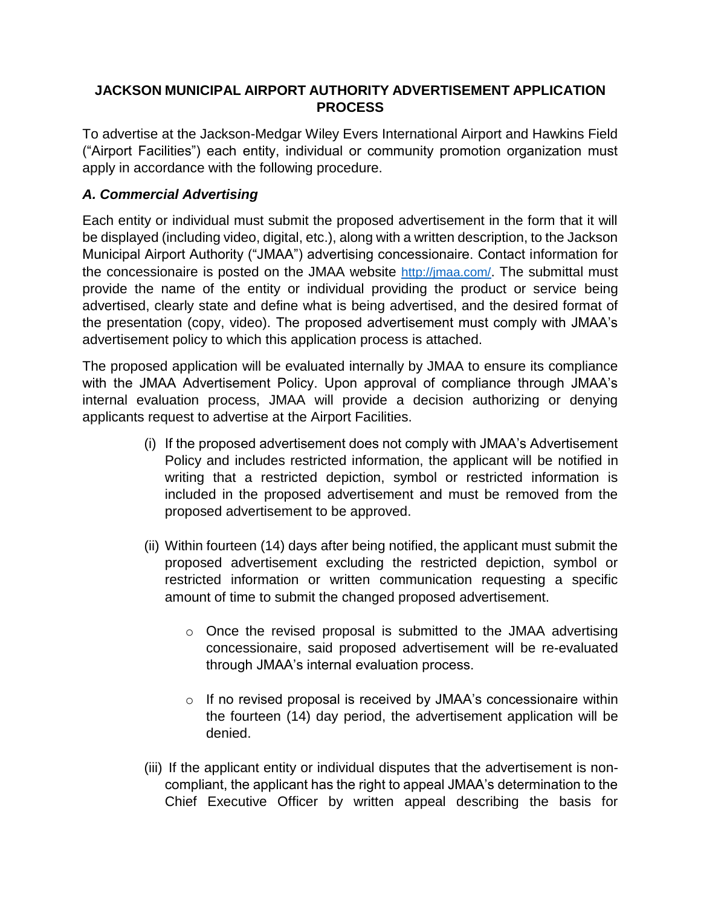**JACKSON MUNICIPAL AIRPORT AUTHORITY ADVERTISEMENT APPLICATION PROCESS**

To advertise at the Jackson-Medgar Wiley Evers International Airport and Hawkins Field ("Airport Facilities") each entity, individual or community promotion organization must apply in accordance with the following procedure.

### *A. Commercial Advertising*

Each entity or individual must submit the proposed advertisement in the form that it will be displayed (including video, digital, etc.), along with a written description, to the Jackson Municipal Airport Authority ("JMAA") advertising concessionaire. Contact information for the concessionaire is posted on the JMAA website http://jmaa.com/. The submittal must provide the name of the entity or individual providing the product or service being advertised, clearly state and define what is being advertised, and the desired format of the presentation (copy, video). The proposed advertisement must comply with JMAA's advertisement policy to which this application process is attached.

The proposed application will be evaluated internally by JMAA to ensure its compliance with the JMAA Advertisement Policy. Upon approval of compliance through JMAA's internal evaluation process, JMAA will provide a decision authorizing or denying applicants request to advertise at the Airport Facilities.

(i) If the proposed advertisement does not comply with JMAA's Advertisement Policy and includes restricted information, the applicant will be notified in writing that a restricted depiction, symbol or restricted information is included in the proposed advertisement and must be removed from the proposed advertisement to be approved.

(ii) Within fourteen (14) days after being notified, the applicant must submit the proposed advertisement excluding the restricted depiction, symbol or restricted information or written communication requesting a specific amount of time to submit the changed proposed advertisement.

- Once the revised proposal is submitted to the JMAA advertising concessionaire, said proposed advertisement will be re-evaluated through JMAA's internal evaluation process.
- If no revised proposal is received by JMAA's concessionaire within the fourteen (14) day period, the advertisement application will be denied.

(iii) If the applicant entity or individual disputes that the advertisement is non-compliant, the applicant has the right to appeal JMAA's determination to the Chief Executive Officer by written appeal describing the basis for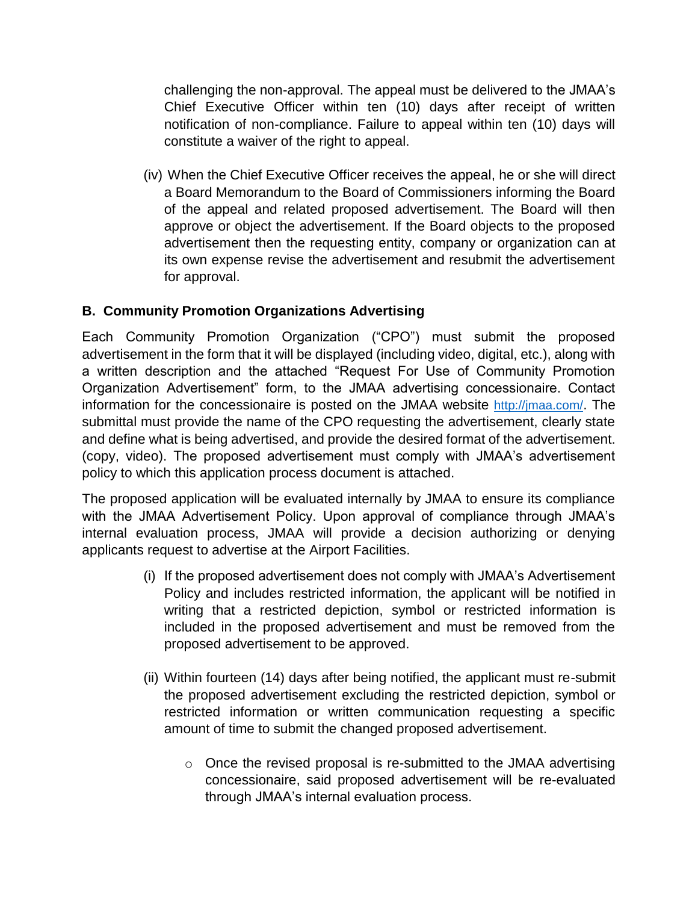challenging the non-approval. The appeal must be delivered to the JMAA's Chief Executive Officer within ten (10) days after receipt of written notification of non-compliance. Failure to appeal within ten (10) days will constitute a waiver of the right to appeal.

(iv) When the Chief Executive Officer receives the appeal, he or she will direct a Board Memorandum to the Board of Commissioners informing the Board of the appeal and related proposed advertisement. The Board will then approve or object the advertisement. If the Board objects to the proposed advertisement then the requesting entity, company or organization can at its own expense revise the advertisement and resubmit the advertisement for approval.

### B. Community Promotion Organizations Advertising

Each Community Promotion Organization ("CPO") must submit the proposed advertisement in the form that it will be displayed (including video, digital, etc.), along with a written description and the attached "Request For Use of Community Promotion Organization Advertisement" form, to the JMAA advertising concessionaire. Contact information for the concessionaire is posted on the JMAA website http://jmaa.com/. The submittal must provide the name of the CPO requesting the advertisement, clearly state and define what is being advertised, and provide the desired format of the advertisement. (copy, video). The proposed advertisement must comply with JMAA's advertisement policy to which this application process document is attached.

The proposed application will be evaluated internally by JMAA to ensure its compliance with the JMAA Advertisement Policy. Upon approval of compliance through JMAA's internal evaluation process, JMAA will provide a decision authorizing or denying applicants request to advertise at the Airport Facilities.

(i) If the proposed advertisement does not comply with JMAA's Advertisement Policy and includes restricted information, the applicant will be notified in writing that a restricted depiction, symbol or restricted information is included in the proposed advertisement and must be removed from the proposed advertisement to be approved.

(ii) Within fourteen (14) days after being notified, the applicant must re-submit the proposed advertisement excluding the restricted depiction, symbol or restricted information or written communication requesting a specific amount of time to submit the changed proposed advertisement.

- Once the revised proposal is re-submitted to the JMAA advertising concessionaire, said proposed advertisement will be re-evaluated through JMAA's internal evaluation process.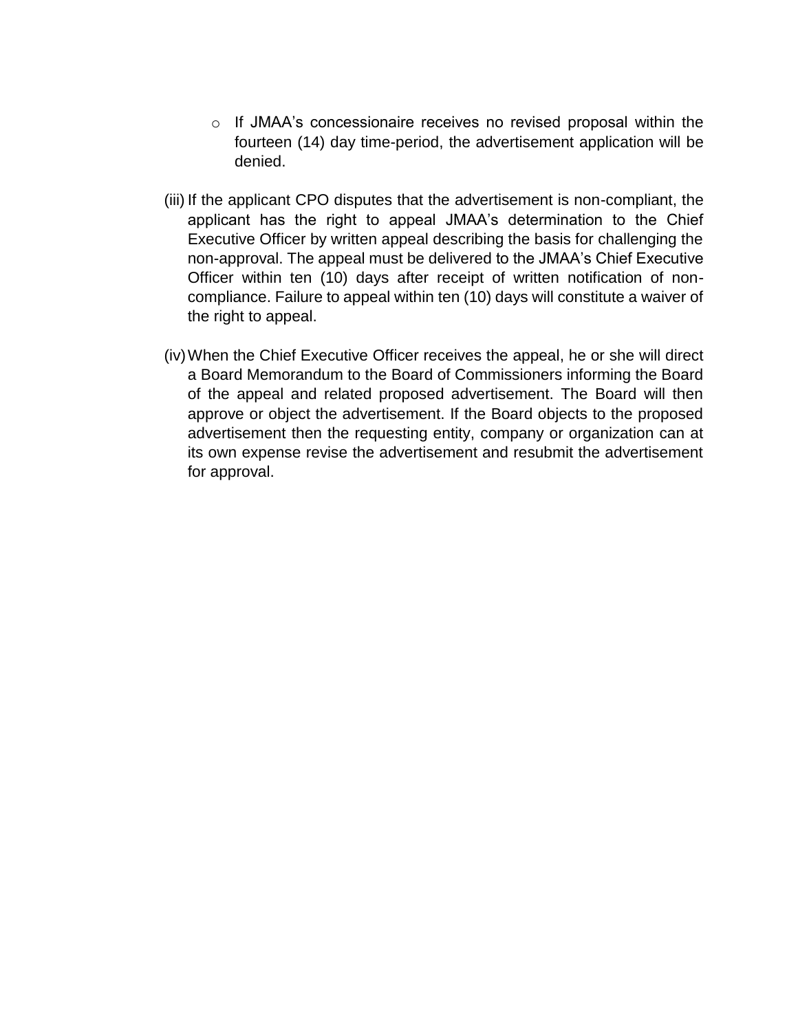- If JMAA's concessionaire receives no revised proposal within the fourteen (14) day time-period, the advertisement application will be denied.

(iii) If the applicant CPO disputes that the advertisement is non-compliant, the applicant has the right to appeal JMAA's determination to the Chief Executive Officer by written appeal describing the basis for challenging the non-approval. The appeal must be delivered to the JMAA's Chief Executive Officer within ten (10) days after receipt of written notification of non-compliance. Failure to appeal within ten (10) days will constitute a waiver of the right to appeal.

(iv) When the Chief Executive Officer receives the appeal, he or she will direct a Board Memorandum to the Board of Commissioners informing the Board of the appeal and related proposed advertisement. The Board will then approve or object the advertisement. If the Board objects to the proposed advertisement then the requesting entity, company or organization can at its own expense revise the advertisement and resubmit the advertisement for approval.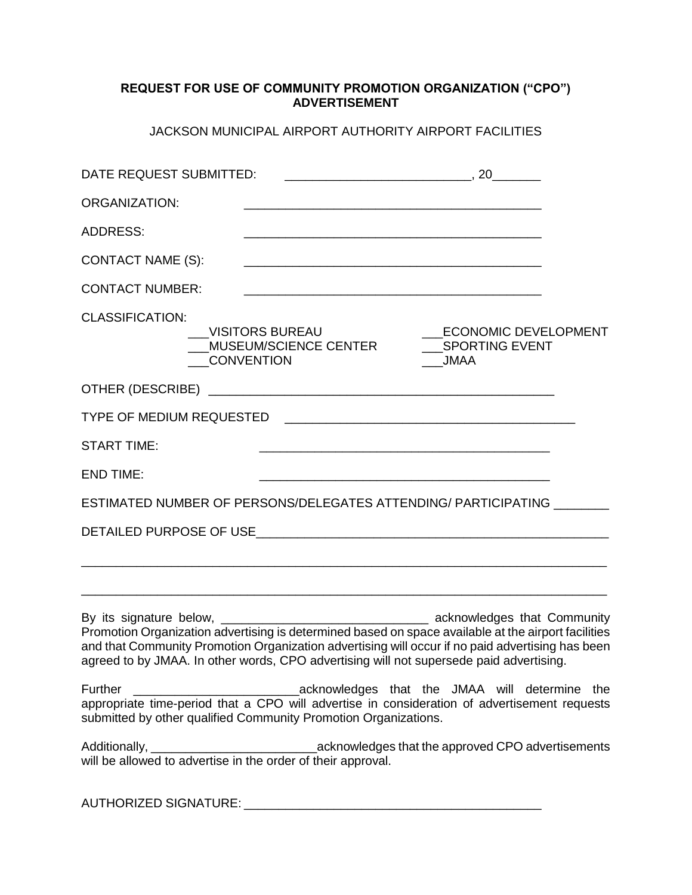**REQUEST FOR USE OF COMMUNITY PROMOTION ORGANIZATION ("CPO") ADVERTISEMENT**

JACKSON MUNICIPAL AIRPORT AUTHORITY AIRPORT FACILITIES

DATE REQUEST SUBMITTED: __________________________, 20_______

ORGANIZATION: ____________________________________________

ADDRESS: ____________________________________________

CONTACT NAME (S): ____________________________________________

CONTACT NUMBER: ____________________________________________

CLASSIFICATION:

___VISITORS BUREAU
___MUSEUM/SCIENCE CENTER
___CONVENTION
___ECONOMIC DEVELOPMENT
___SPORTING EVENT
___JMAA

OTHER (DESCRIBE) ____________________________________________________

TYPE OF MEDIUM REQUESTED ___________________________________________

START TIME: ___________________________________________

END TIME: ___________________________________________

ESTIMATED NUMBER OF PERSONS/DELEGATES ATTENDING/ PARTICIPATING ________

DETAILED PURPOSE OF USE_____________________________________________________

_____________________________________________________________________________

_____________________________________________________________________________

By its signature below, ______________________________ acknowledges that Community Promotion Organization advertising is determined based on space available at the airport facilities and that Community Promotion Organization advertising will occur if no paid advertising has been agreed to by JMAA. In other words, CPO advertising will not supersede paid advertising.

Further ________________________acknowledges that the JMAA will determine the appropriate time-period that a CPO will advertise in consideration of advertisement requests submitted by other qualified Community Promotion Organizations.

Additionally, ________________________acknowledges that the approved CPO advertisements will be allowed to advertise in the order of their approval.

AUTHORIZED SIGNATURE: ____________________________________________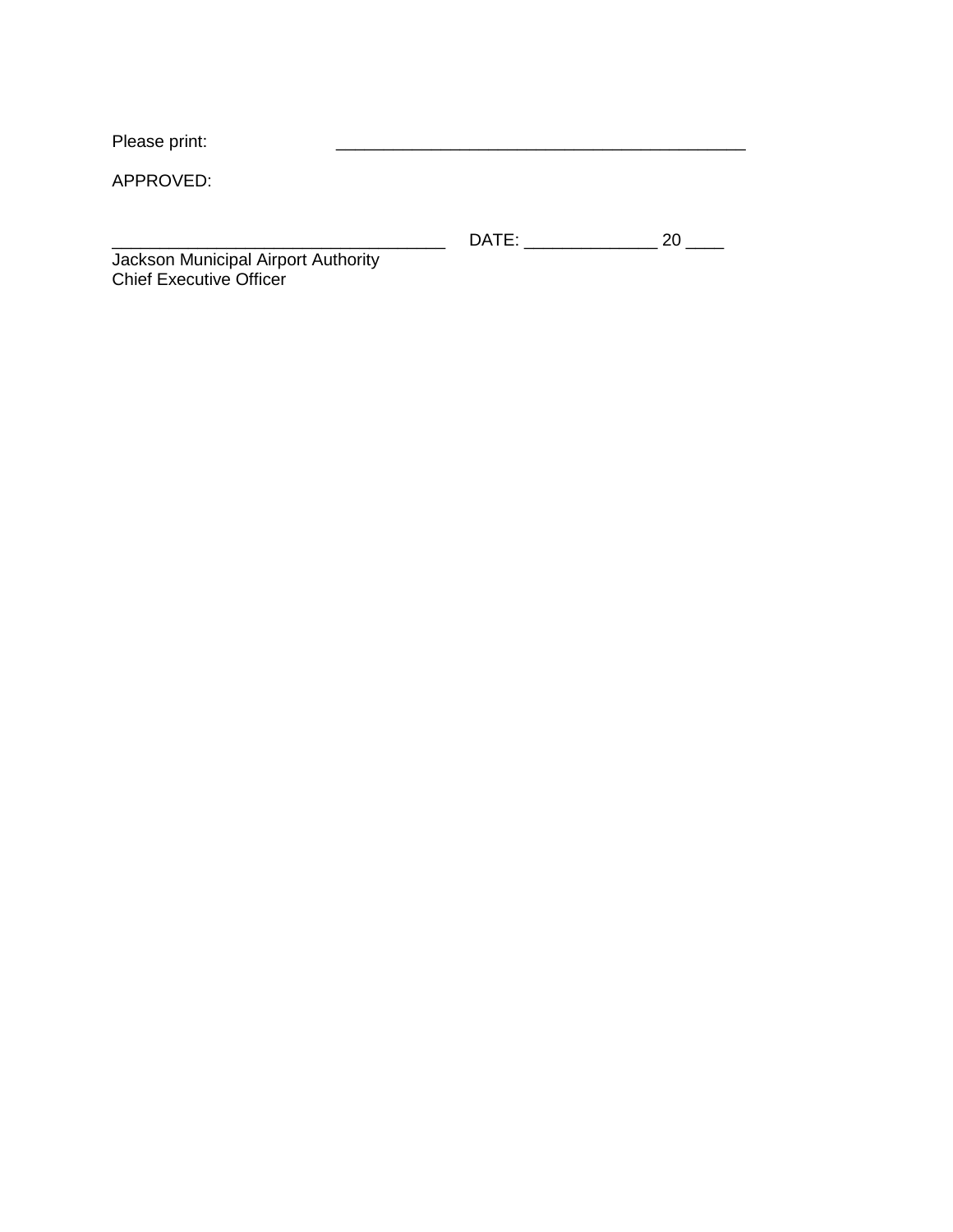Please print: ____________________________________________

APPROVED:

___________________________________ DATE: ______________ 20 ____
Jackson Municipal Airport Authority
Chief Executive Officer